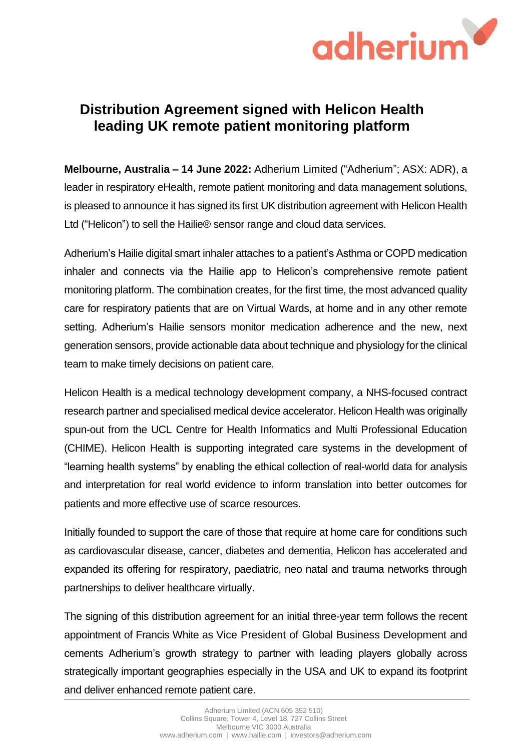# Distribution Agreement signed with Helicon Health leading UK remote patient monitoring platform

**Melbourne, Australia – 14 June 2022:** Adherium Limited ("Adherium"; ASX: ADR), a leader in respiratory eHealth, remote patient monitoring and data management solutions, is pleased to announce it has signed its first UK distribution agreement with Helicon Health Ltd ("Helicon") to sell the Hailie® sensor range and cloud data services.

Adherium's Hailie digital smart inhaler attaches to a patient's Asthma or COPD medication inhaler and connects via the Hailie app to Helicon's comprehensive remote patient monitoring platform. The combination creates, for the first time, the most advanced quality care for respiratory patients that are on Virtual Wards, at home and in any other remote setting. Adherium's Hailie sensors monitor medication adherence and the new, next generation sensors, provide actionable data about technique and physiology for the clinical team to make timely decisions on patient care.

Helicon Health is a medical technology development company, a NHS-focused contract research partner and specialised medical device accelerator. Helicon Health was originally spun-out from the UCL Centre for Health Informatics and Multi Professional Education (CHIME). Helicon Health is supporting integrated care systems in the development of "learning health systems" by enabling the ethical collection of real-world data for analysis and interpretation for real world evidence to inform translation into better outcomes for patients and more effective use of scarce resources.

Initially founded to support the care of those that require at home care for conditions such as cardiovascular disease, cancer, diabetes and dementia, Helicon has accelerated and expanded its offering for respiratory, paediatric, neo natal and trauma networks through partnerships to deliver healthcare virtually.

The signing of this distribution agreement for an initial three-year term follows the recent appointment of Francis White as Vice President of Global Business Development and cements Adherium's growth strategy to partner with leading players globally across strategically important geographies especially in the USA and UK to expand its footprint and deliver enhanced remote patient care.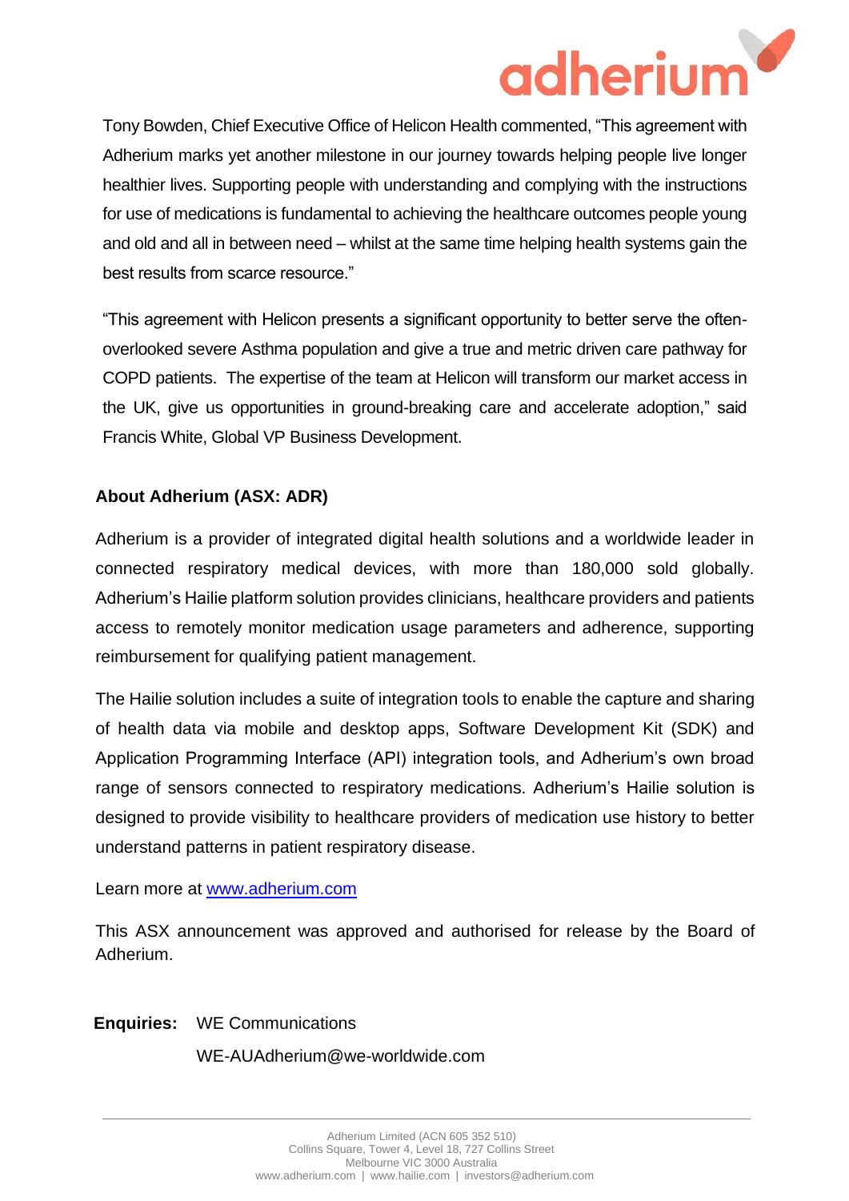Tony Bowden, Chief Executive Office of Helicon Health commented, "This agreement with Adherium marks yet another milestone in our journey towards helping people live longer healthier lives. Supporting people with understanding and complying with the instructions for use of medications is fundamental to achieving the healthcare outcomes people young and old and all in between need – whilst at the same time helping health systems gain the best results from scarce resource."

"This agreement with Helicon presents a significant opportunity to better serve the often-overlooked severe Asthma population and give a true and metric driven care pathway for COPD patients. The expertise of the team at Helicon will transform our market access in the UK, give us opportunities in ground-breaking care and accelerate adoption," said Francis White, Global VP Business Development.

**About Adherium (ASX: ADR)**

Adherium is a provider of integrated digital health solutions and a worldwide leader in connected respiratory medical devices, with more than 180,000 sold globally. Adherium's Hailie platform solution provides clinicians, healthcare providers and patients access to remotely monitor medication usage parameters and adherence, supporting reimbursement for qualifying patient management.

The Hailie solution includes a suite of integration tools to enable the capture and sharing of health data via mobile and desktop apps, Software Development Kit (SDK) and Application Programming Interface (API) integration tools, and Adherium's own broad range of sensors connected to respiratory medications. Adherium's Hailie solution is designed to provide visibility to healthcare providers of medication use history to better understand patterns in patient respiratory disease.

Learn more at www.adherium.com

This ASX announcement was approved and authorised for release by the Board of Adherium.

**Enquiries:** WE Communications
WE-AUAdherium@we-worldwide.com

Adherium Limited (ACN 605 352 510)
Collins Square, Tower 4, Level 18, 727 Collins Street
Melbourne VIC 3000 Australia
www.adherium.com | www.hailie.com | investors@adherium.com